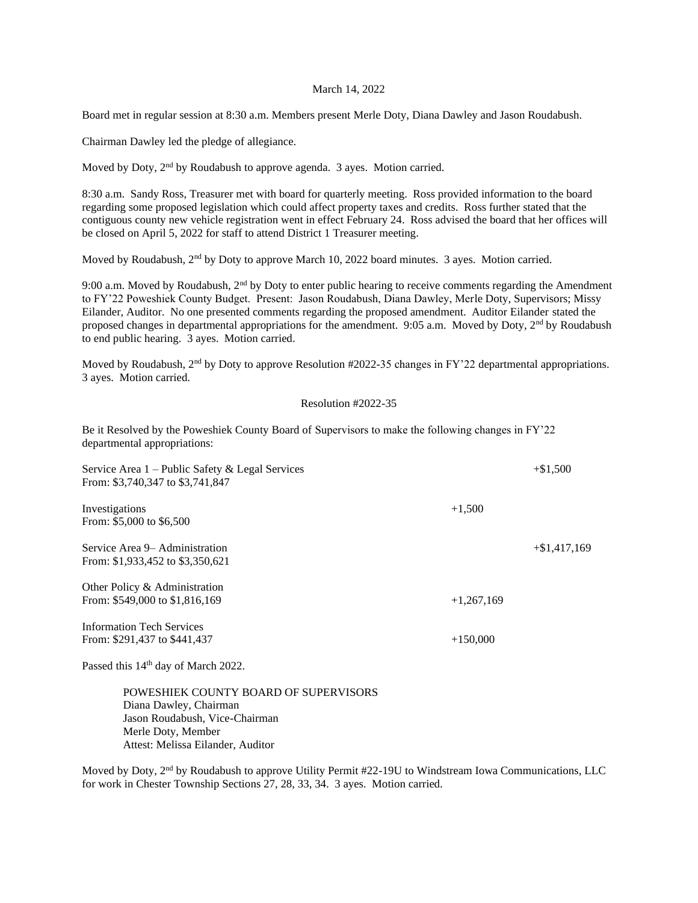March 14, 2022

Board met in regular session at 8:30 a.m. Members present Merle Doty, Diana Dawley and Jason Roudabush.

Chairman Dawley led the pledge of allegiance.

Moved by Doty, 2nd by Roudabush to approve agenda. 3 ayes. Motion carried.

8:30 a.m. Sandy Ross, Treasurer met with board for quarterly meeting. Ross provided information to the board regarding some proposed legislation which could affect property taxes and credits. Ross further stated that the contiguous county new vehicle registration went in effect February 24. Ross advised the board that her offices will be closed on April 5, 2022 for staff to attend District 1 Treasurer meeting.

Moved by Roudabush, 2nd by Doty to approve March 10, 2022 board minutes. 3 ayes. Motion carried.

9:00 a.m. Moved by Roudabush, 2nd by Doty to enter public hearing to receive comments regarding the Amendment to FY'22 Poweshiek County Budget. Present: Jason Roudabush, Diana Dawley, Merle Doty, Supervisors; Missy Eilander, Auditor. No one presented comments regarding the proposed amendment. Auditor Eilander stated the proposed changes in departmental appropriations for the amendment. 9:05 a.m. Moved by Doty, 2nd by Roudabush to end public hearing. 3 ayes. Motion carried.

Moved by Roudabush, 2nd by Doty to approve Resolution #2022-35 changes in FY'22 departmental appropriations. 3 ayes. Motion carried.

Resolution #2022-35

Be it Resolved by the Poweshiek County Board of Supervisors to make the following changes in FY'22 departmental appropriations:

| | | |
|---|---|---|
| Service Area 1 – Public Safety & Legal Services<br>From: $3,740,347 to $3,741,847 | | +$1,500 |
| Investigations<br>From: $5,000 to $6,500 | +1,500 | |
| Service Area 9– Administration<br>From: $1,933,452 to $3,350,621 | | +$1,417,169 |
| Other Policy & Administration<br>From: $549,000 to $1,816,169 | +1,267,169 | |
| Information Tech Services<br>From: $291,437 to $441,437 | +150,000 | |

Passed this 14th day of March 2022.

POWESHIEK COUNTY BOARD OF SUPERVISORS
Diana Dawley, Chairman
Jason Roudabush, Vice-Chairman
Merle Doty, Member
Attest: Melissa Eilander, Auditor

Moved by Doty, 2nd by Roudabush to approve Utility Permit #22-19U to Windstream Iowa Communications, LLC for work in Chester Township Sections 27, 28, 33, 34. 3 ayes. Motion carried.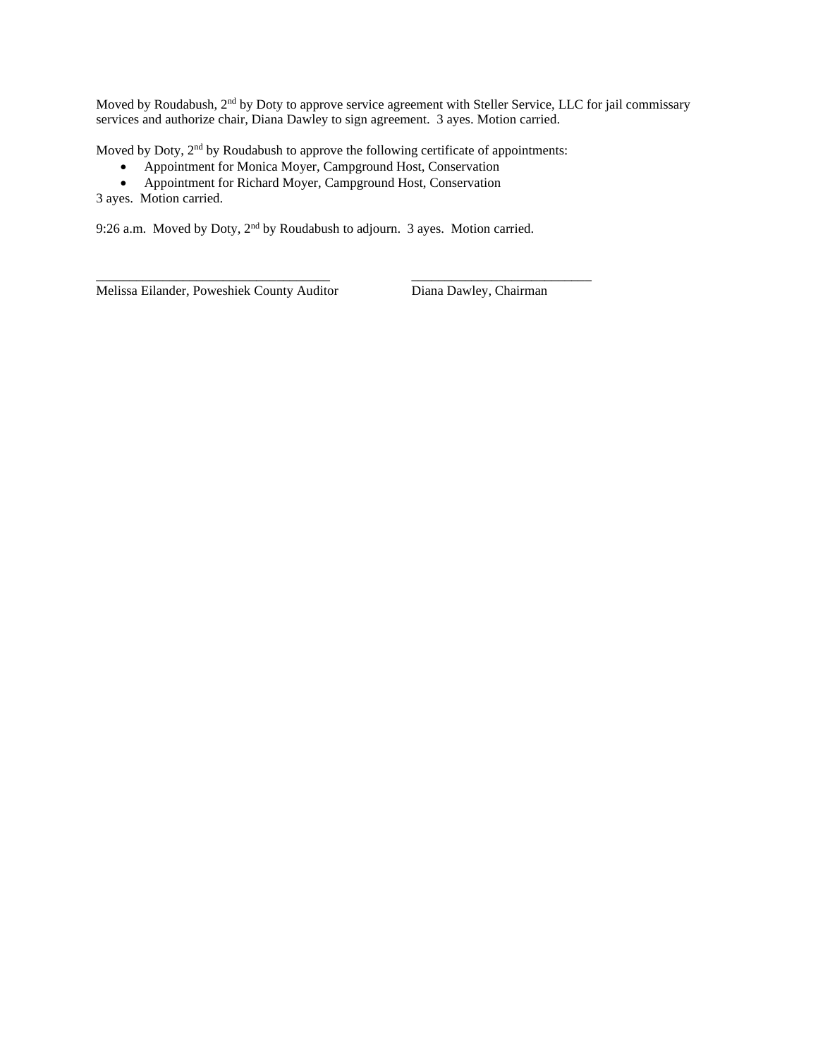Moved by Roudabush, 2nd by Doty to approve service agreement with Steller Service, LLC for jail commissary services and authorize chair, Diana Dawley to sign agreement. 3 ayes. Motion carried.

Moved by Doty, 2nd by Roudabush to approve the following certificate of appointments:

- Appointment for Monica Moyer, Campground Host, Conservation
- Appointment for Richard Moyer, Campground Host, Conservation

3 ayes. Motion carried.

9:26 a.m. Moved by Doty, 2nd by Roudabush to adjourn. 3 ayes. Motion carried.

| | |
|---|---|
| ___________________________________ | ___________________________ |
| Melissa Eilander, Poweshiek County Auditor | Diana Dawley, Chairman |